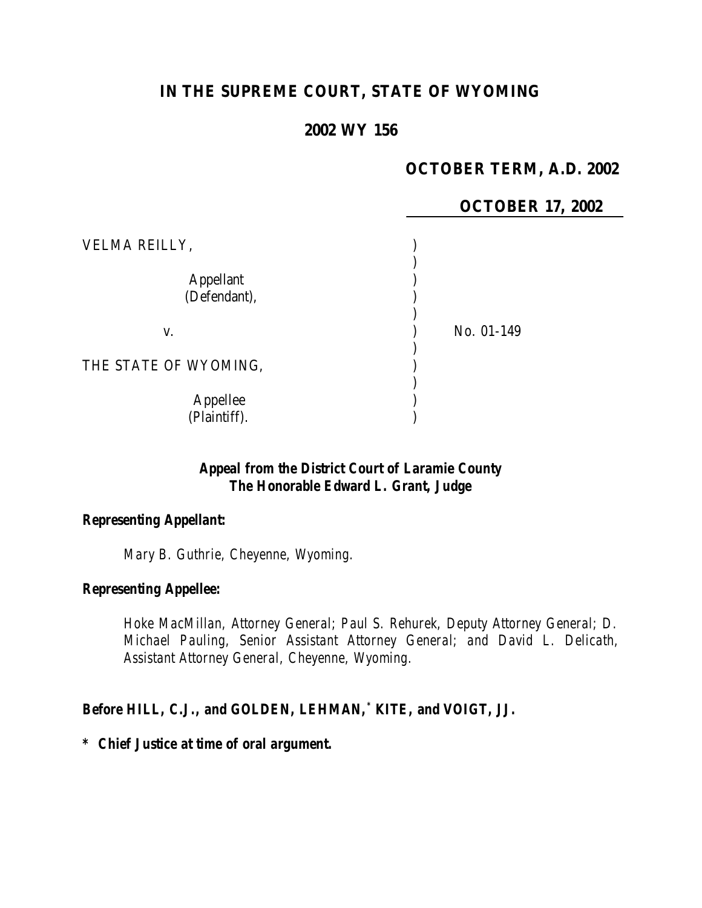# IN THE SUPREME COURT, STATE OF WYOMING

## 2002 WY 156

**OCTOBER TERM, A.D. 2002**

**OCTOBER 17, 2002**

VELMA REILLY,

Appellant
(Defendant),

v.

No. 01-149

THE STATE OF WYOMING,

Appellee
(Plaintiff).

**Appeal from the District Court of Laramie County**
**The Honorable Edward L. Grant, Judge**

**Representing Appellant:**

*Mary B. Guthrie, Cheyenne, Wyoming.*

**Representing Appellee:**

*Hoke MacMillan, Attorney General; Paul S. Rehurek, Deputy Attorney General; D. Michael Pauling, Senior Assistant Attorney General; and David L. Delicath, Assistant Attorney General, Cheyenne, Wyoming.*

**Before HILL, C.J., and GOLDEN, LEHMAN,* KITE, and VOIGT, JJ.**

**\* Chief Justice at time of oral argument.**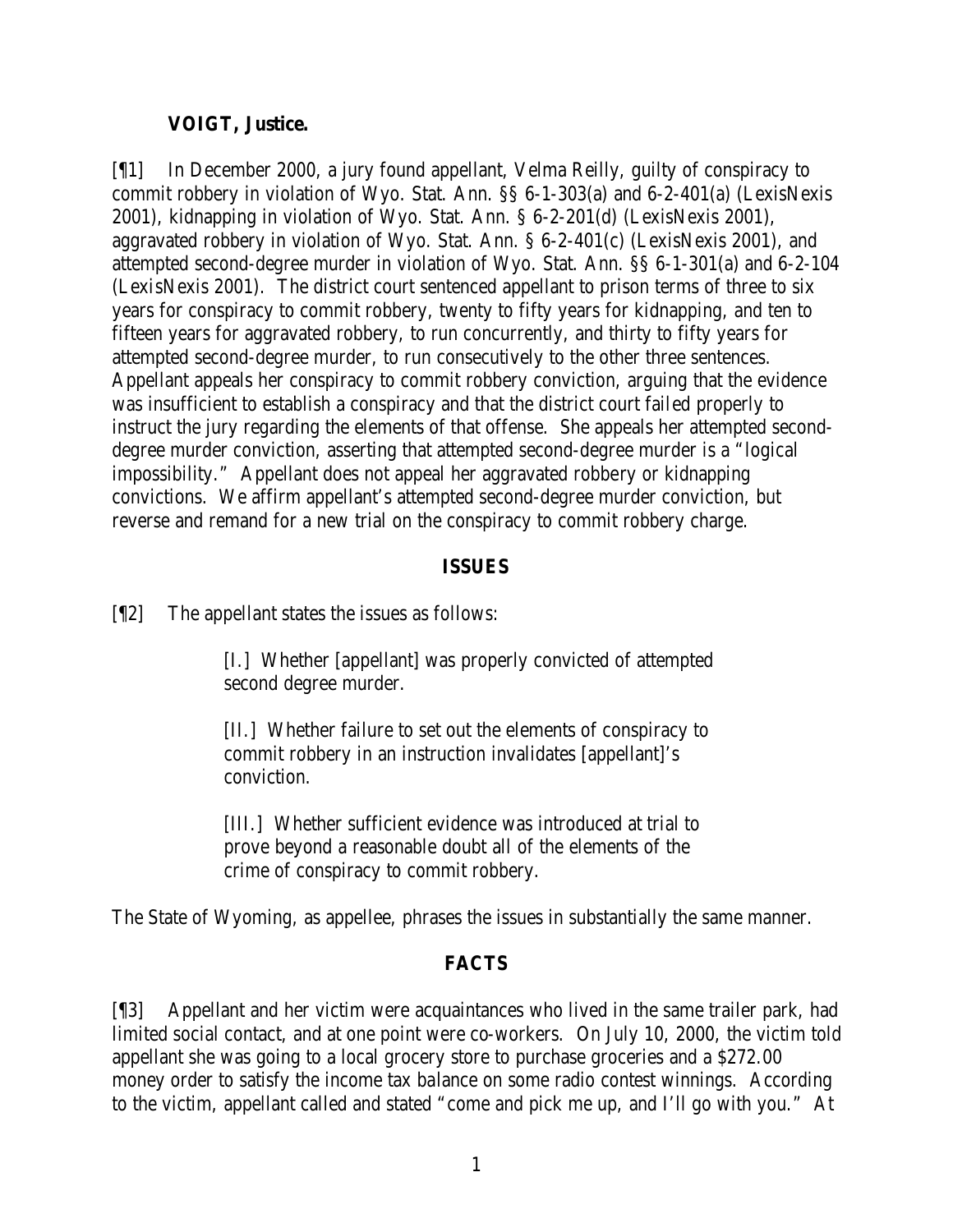**VOIGT, Justice.**

[¶1] In December 2000, a jury found appellant, Velma Reilly, guilty of conspiracy to commit robbery in violation of Wyo. Stat. Ann. §§ 6-1-303(a) and 6-2-401(a) (LexisNexis 2001), kidnapping in violation of Wyo. Stat. Ann. § 6-2-201(d) (LexisNexis 2001), aggravated robbery in violation of Wyo. Stat. Ann. § 6-2-401(c) (LexisNexis 2001), and attempted second-degree murder in violation of Wyo. Stat. Ann. §§ 6-1-301(a) and 6-2-104 (LexisNexis 2001). The district court sentenced appellant to prison terms of three to six years for conspiracy to commit robbery, twenty to fifty years for kidnapping, and ten to fifteen years for aggravated robbery, to run concurrently, and thirty to fifty years for attempted second-degree murder, to run consecutively to the other three sentences. Appellant appeals her conspiracy to commit robbery conviction, arguing that the evidence was insufficient to establish a conspiracy and that the district court failed properly to instruct the jury regarding the elements of that offense. She appeals her attempted second-degree murder conviction, asserting that attempted second-degree murder is a "logical impossibility." Appellant does not appeal her aggravated robbery or kidnapping convictions. We affirm appellant's attempted second-degree murder conviction, but reverse and remand for a new trial on the conspiracy to commit robbery charge.

## ISSUES

[¶2] The appellant states the issues as follows:

> [I.] Whether [appellant] was properly convicted of attempted second degree murder.
>
> [II.] Whether failure to set out the elements of conspiracy to commit robbery in an instruction invalidates [appellant]'s conviction.
>
> [III.] Whether sufficient evidence was introduced at trial to prove beyond a reasonable doubt all of the elements of the crime of conspiracy to commit robbery.

The State of Wyoming, as appellee, phrases the issues in substantially the same manner.

## FACTS

[¶3] Appellant and her victim were acquaintances who lived in the same trailer park, had limited social contact, and at one point were co-workers. On July 10, 2000, the victim told appellant she was going to a local grocery store to purchase groceries and a $272.00 money order to satisfy the income tax balance on some radio contest winnings. According to the victim, appellant called and stated "come and pick me up, and I'll go with you." At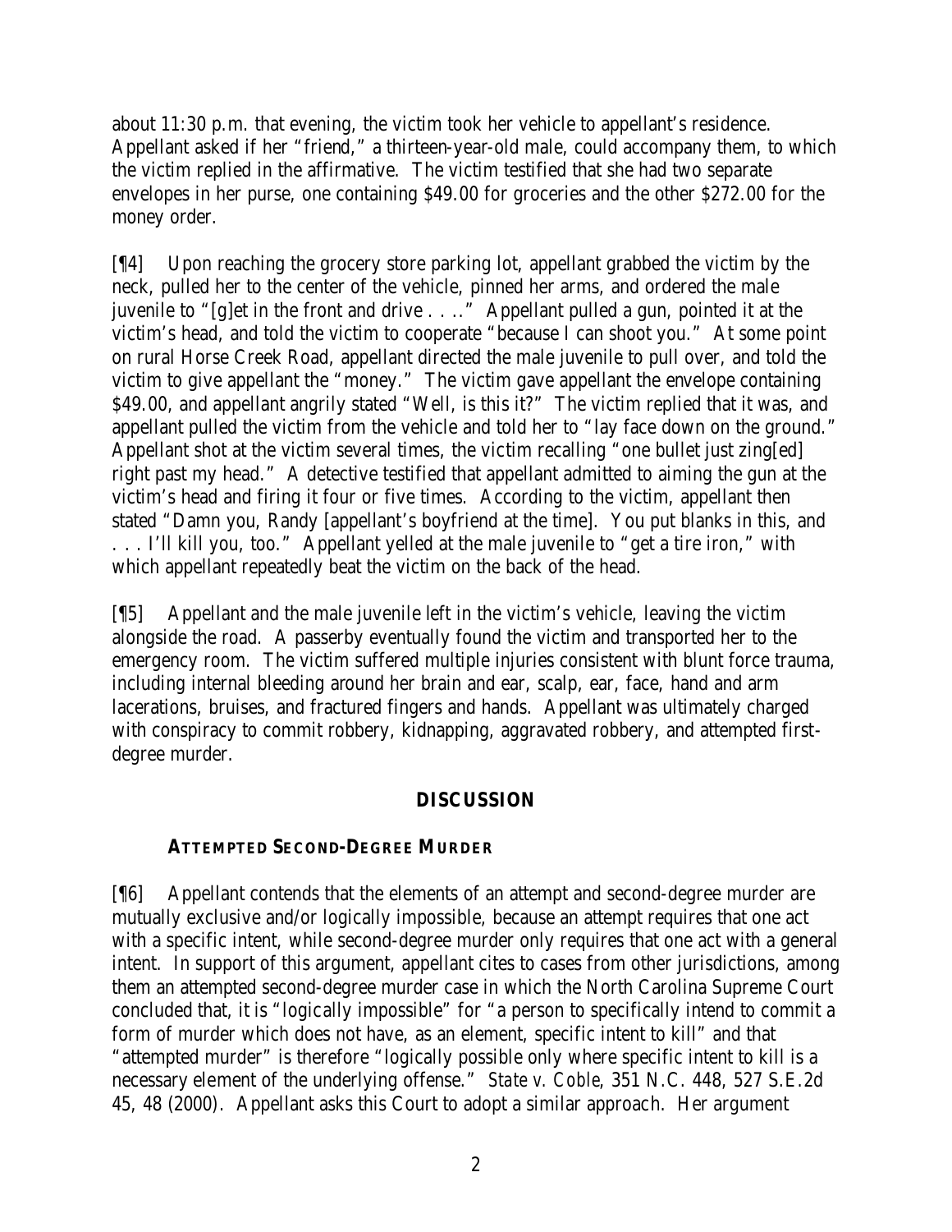about 11:30 p.m. that evening, the victim took her vehicle to appellant's residence. Appellant asked if her "friend," a thirteen-year-old male, could accompany them, to which the victim replied in the affirmative. The victim testified that she had two separate envelopes in her purse, one containing $49.00 for groceries and the other $272.00 for the money order.

[¶4] Upon reaching the grocery store parking lot, appellant grabbed the victim by the neck, pulled her to the center of the vehicle, pinned her arms, and ordered the male juvenile to "[g]et in the front and drive . . .." Appellant pulled a gun, pointed it at the victim's head, and told the victim to cooperate "because I can shoot you." At some point on rural Horse Creek Road, appellant directed the male juvenile to pull over, and told the victim to give appellant the "money." The victim gave appellant the envelope containing $49.00, and appellant angrily stated "Well, is this it?" The victim replied that it was, and appellant pulled the victim from the vehicle and told her to "lay face down on the ground." Appellant shot at the victim several times, the victim recalling "one bullet just zing[ed] right past my head." A detective testified that appellant admitted to aiming the gun at the victim's head and firing it four or five times. According to the victim, appellant then stated "Damn you, Randy [appellant's boyfriend at the time]. You put blanks in this, and . . . I'll kill you, too." Appellant yelled at the male juvenile to "get a tire iron," with which appellant repeatedly beat the victim on the back of the head.

[¶5] Appellant and the male juvenile left in the victim's vehicle, leaving the victim alongside the road. A passerby eventually found the victim and transported her to the emergency room. The victim suffered multiple injuries consistent with blunt force trauma, including internal bleeding around her brain and ear, scalp, ear, face, hand and arm lacerations, bruises, and fractured fingers and hands. Appellant was ultimately charged with conspiracy to commit robbery, kidnapping, aggravated robbery, and attempted first-degree murder.

## DISCUSSION

### ATTEMPTED SECOND-DEGREE MURDER

[¶6] Appellant contends that the elements of an attempt and second-degree murder are mutually exclusive and/or logically impossible, because an attempt requires that one act with a specific intent, while second-degree murder only requires that one act with a general intent. In support of this argument, appellant cites to cases from other jurisdictions, among them an attempted second-degree murder case in which the North Carolina Supreme Court concluded that, it is "logically impossible" for "a person to specifically intend to commit a form of murder which does not have, as an element, specific intent to kill" and that "attempted murder" is therefore "logically possible only where specific intent to kill is a necessary element of the underlying offense." *State v. Coble*, 351 N.C. 448, 527 S.E.2d 45, 48 (2000). Appellant asks this Court to adopt a similar approach. Her argument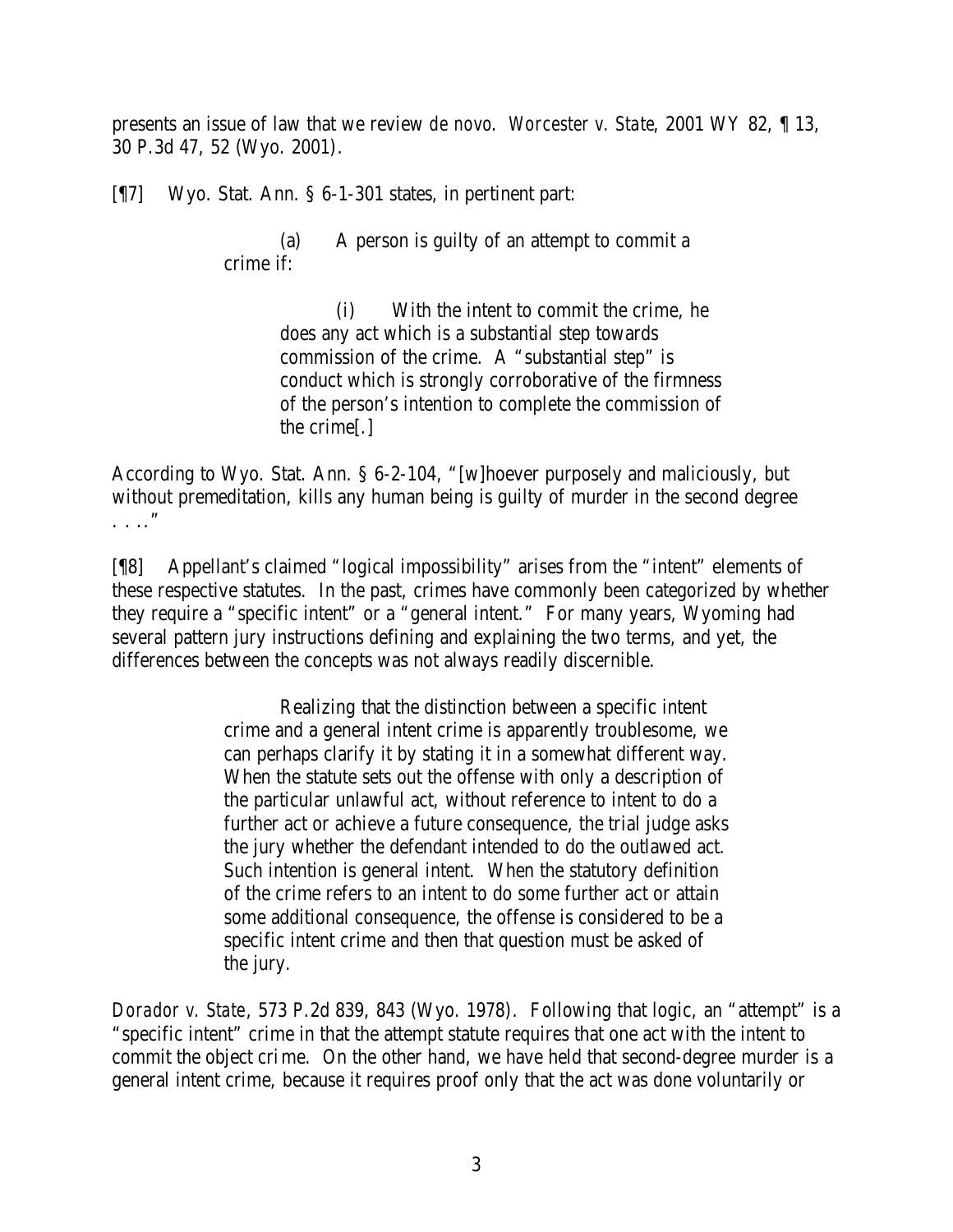presents an issue of law that we review *de novo*. *Worcester v. State*, 2001 WY 82, ¶ 13, 30 P.3d 47, 52 (Wyo. 2001).

[¶7] Wyo. Stat. Ann. § 6-1-301 states, in pertinent part:

> (a) A person is guilty of an attempt to commit a crime if:
>
> > (i) With the intent to commit the crime, he does any act which is a substantial step towards commission of the crime. A "substantial step" is conduct which is strongly corroborative of the firmness of the person's intention to complete the commission of the crime[.]

According to Wyo. Stat. Ann. § 6-2-104, "[w]hoever purposely and maliciously, but without premeditation, kills any human being is guilty of murder in the second degree . . . ."

[¶8] Appellant's claimed "logical impossibility" arises from the "intent" elements of these respective statutes. In the past, crimes have commonly been categorized by whether they require a "specific intent" or a "general intent." For many years, Wyoming had several pattern jury instructions defining and explaining the two terms, and yet, the differences between the concepts was not always readily discernible.

> Realizing that the distinction between a specific intent crime and a general intent crime is apparently troublesome, we can perhaps clarify it by stating it in a somewhat different way. When the statute sets out the offense with only a description of the particular unlawful act, without reference to intent to do a further act or achieve a future consequence, the trial judge asks the jury whether the defendant intended to do the outlawed act. Such intention is general intent. When the statutory definition of the crime refers to an intent to do some further act or attain some additional consequence, the offense is considered to be a specific intent crime and then that question must be asked of the jury.

*Dorador v. State*, 573 P.2d 839, 843 (Wyo. 1978). Following that logic, an "attempt" is a "specific intent" crime in that the attempt statute requires that one act with the intent to commit the object crime. On the other hand, we have held that second-degree murder is a general intent crime, because it requires proof only that the act was done voluntarily or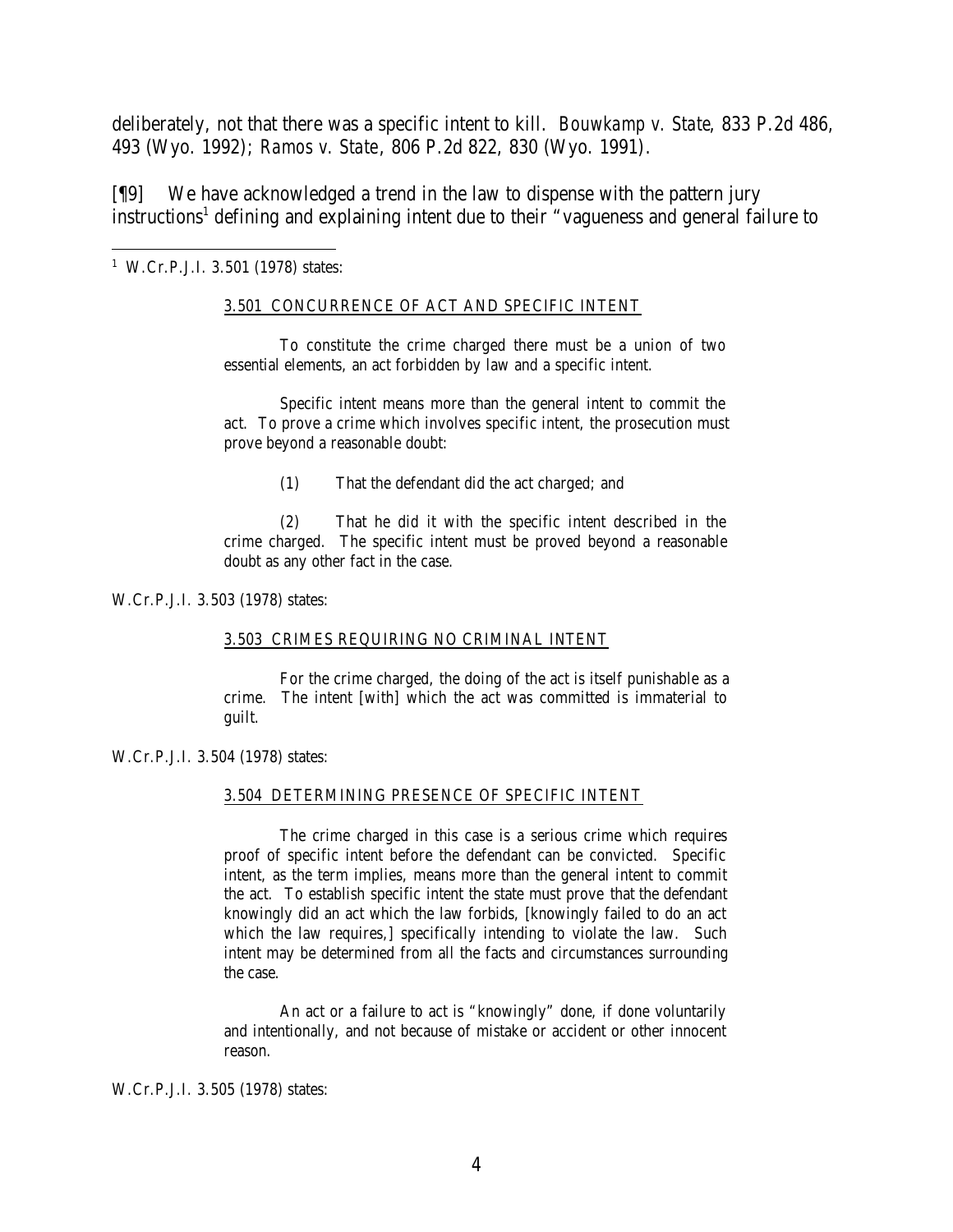deliberately, not that there was a specific intent to kill. *Bouwkamp v. State*, 833 P.2d 486, 493 (Wyo. 1992); *Ramos v. State*, 806 P.2d 822, 830 (Wyo. 1991).

[¶9] We have acknowledged a trend in the law to dispense with the pattern jury instructions[1] defining and explaining intent due to their "vagueness and general failure to

---

[1] W.Cr.P.J.I. 3.501 (1978) states:

> <u>3.501 CONCURRENCE OF ACT AND SPECIFIC INTENT</u>
>
> To constitute the crime charged there must be a union of two essential elements, an act forbidden by law and a specific intent.
>
> Specific intent means more than the general intent to commit the act. To prove a crime which involves specific intent, the prosecution must prove beyond a reasonable doubt:
>
> (1) That the defendant did the act charged; and
>
> (2) That he did it with the specific intent described in the crime charged. The specific intent must be proved beyond a reasonable doubt as any other fact in the case.

W.Cr.P.J.I. 3.503 (1978) states:

> <u>3.503 CRIMES REQUIRING NO CRIMINAL INTENT</u>
>
> For the crime charged, the doing of the act is itself punishable as a crime. The intent [with] which the act was committed is immaterial to guilt.

W.Cr.P.J.I. 3.504 (1978) states:

> <u>3.504 DETERMINING PRESENCE OF SPECIFIC INTENT</u>
>
> The crime charged in this case is a serious crime which requires proof of specific intent before the defendant can be convicted. Specific intent, as the term implies, means more than the general intent to commit the act. To establish specific intent the state must prove that the defendant knowingly did an act which the law forbids, [knowingly failed to do an act which the law requires,] specifically intending to violate the law. Such intent may be determined from all the facts and circumstances surrounding the case.
>
> An act or a failure to act is "knowingly" done, if done voluntarily and intentionally, and not because of mistake or accident or other innocent reason.

W.Cr.P.J.I. 3.505 (1978) states: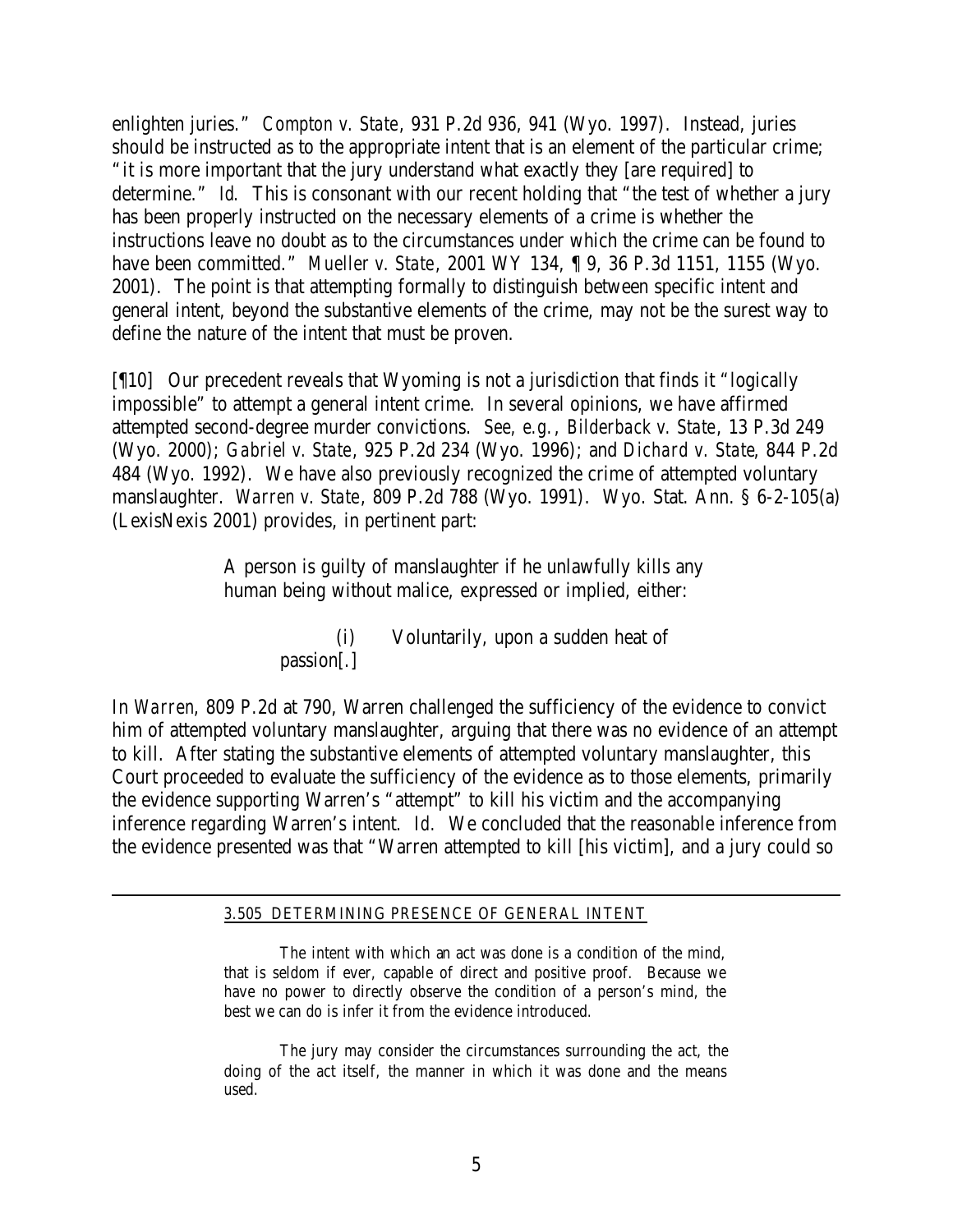enlighten juries." *Compton v. State*, 931 P.2d 936, 941 (Wyo. 1997). Instead, juries should be instructed as to the appropriate intent that is an element of the particular crime; "it is more important that the jury understand what exactly they [are required] to determine." *Id.* This is consonant with our recent holding that "the test of whether a jury has been properly instructed on the necessary elements of a crime is whether the instructions leave no doubt as to the circumstances under which the crime can be found to have been committed." *Mueller v. State*, 2001 WY 134, ¶ 9, 36 P.3d 1151, 1155 (Wyo. 2001). The point is that attempting formally to distinguish between specific intent and general intent, beyond the substantive elements of the crime, may not be the surest way to define the nature of the intent that must be proven.

[¶10] Our precedent reveals that Wyoming is not a jurisdiction that finds it "logically impossible" to attempt a general intent crime. In several opinions, we have affirmed attempted second-degree murder convictions. *See, e.g.*, *Bilderback v. State*, 13 P.3d 249 (Wyo. 2000); *Gabriel v. State*, 925 P.2d 234 (Wyo. 1996); and *Dichard v. State*, 844 P.2d 484 (Wyo. 1992). We have also previously recognized the crime of attempted voluntary manslaughter. *Warren v. State*, 809 P.2d 788 (Wyo. 1991). Wyo. Stat. Ann. § 6-2-105(a) (LexisNexis 2001) provides, in pertinent part:

> A person is guilty of manslaughter if he unlawfully kills any human being without malice, expressed or implied, either:
>
> (i) Voluntarily, upon a sudden heat of passion[.]

In *Warren*, 809 P.2d at 790, Warren challenged the sufficiency of the evidence to convict him of attempted voluntary manslaughter, arguing that there was no evidence of an attempt to kill. After stating the substantive elements of attempted voluntary manslaughter, this Court proceeded to evaluate the sufficiency of the evidence as to those elements, primarily the evidence supporting Warren's "attempt" to kill his victim and the accompanying inference regarding Warren's intent. *Id.* We concluded that the reasonable inference from the evidence presented was that "Warren attempted to kill [his victim], and a jury could so

---

3.505 DETERMINING PRESENCE OF GENERAL INTENT

The intent with which an act was done is a condition of the mind, that is seldom if ever, capable of direct and positive proof. Because we have no power to directly observe the condition of a person's mind, the best we can do is infer it from the evidence introduced.

The jury may consider the circumstances surrounding the act, the doing of the act itself, the manner in which it was done and the means used.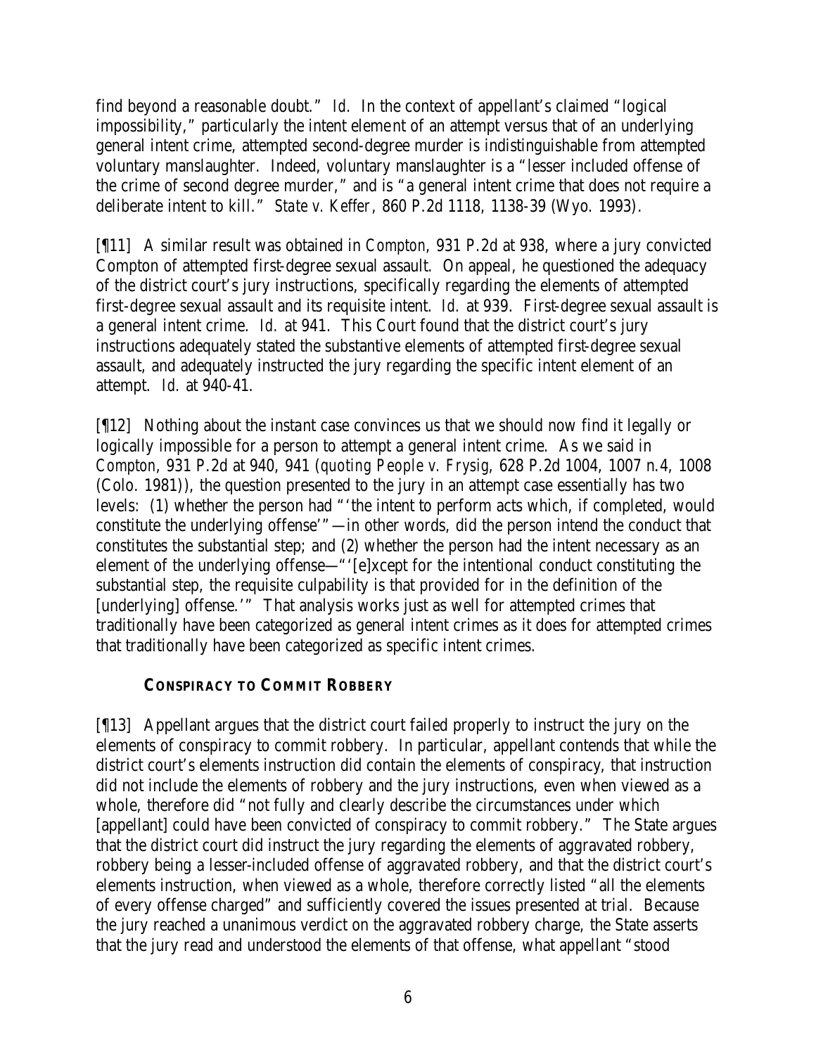find beyond a reasonable doubt." *Id.* In the context of appellant's claimed "logical impossibility," particularly the intent element of an attempt versus that of an underlying general intent crime, attempted second-degree murder is indistinguishable from attempted voluntary manslaughter. Indeed, voluntary manslaughter is a "lesser included offense of the crime of second degree murder," and is "a general intent crime that does not require a deliberate intent to kill." *State v. Keffer*, 860 P.2d 1118, 1138-39 (Wyo. 1993).

[¶11] A similar result was obtained in *Compton*, 931 P.2d at 938, where a jury convicted Compton of attempted first-degree sexual assault. On appeal, he questioned the adequacy of the district court's jury instructions, specifically regarding the elements of attempted first-degree sexual assault and its requisite intent. *Id.* at 939. First-degree sexual assault is a general intent crime. *Id.* at 941. This Court found that the district court's jury instructions adequately stated the substantive elements of attempted first-degree sexual assault, and adequately instructed the jury regarding the specific intent element of an attempt. *Id.* at 940-41.

[¶12] Nothing about the instant case convinces us that we should now find it legally or logically impossible for a person to attempt a general intent crime. As we said in *Compton*, 931 P.2d at 940, 941 (*quoting People v. Frysig*, 628 P.2d 1004, 1007 n.4, 1008 (Colo. 1981)), the question presented to the jury in an attempt case essentially has two levels: (1) whether the person had "'the intent to perform acts which, if completed, would constitute the underlying offense'"—in other words, did the person intend the conduct that constitutes the substantial step; and (2) whether the person had the intent necessary as an element of the underlying offense—"'[e]xcept for the intentional conduct constituting the substantial step, the requisite culpability is that provided for in the definition of the [underlying] offense.'" That analysis works just as well for attempted crimes that traditionally have been categorized as general intent crimes as it does for attempted crimes that traditionally have been categorized as specific intent crimes.

## CONSPIRACY TO COMMIT ROBBERY

[¶13] Appellant argues that the district court failed properly to instruct the jury on the elements of conspiracy to commit robbery. In particular, appellant contends that while the district court's elements instruction did contain the elements of conspiracy, that instruction did not include the elements of robbery and the jury instructions, even when viewed as a whole, therefore did "not fully and clearly describe the circumstances under which [appellant] could have been convicted of conspiracy to commit robbery." The State argues that the district court did instruct the jury regarding the elements of aggravated robbery, robbery being a lesser-included offense of aggravated robbery, and that the district court's elements instruction, when viewed as a whole, therefore correctly listed "all the elements of every offense charged" and sufficiently covered the issues presented at trial. Because the jury reached a unanimous verdict on the aggravated robbery charge, the State asserts that the jury read and understood the elements of that offense, what appellant "stood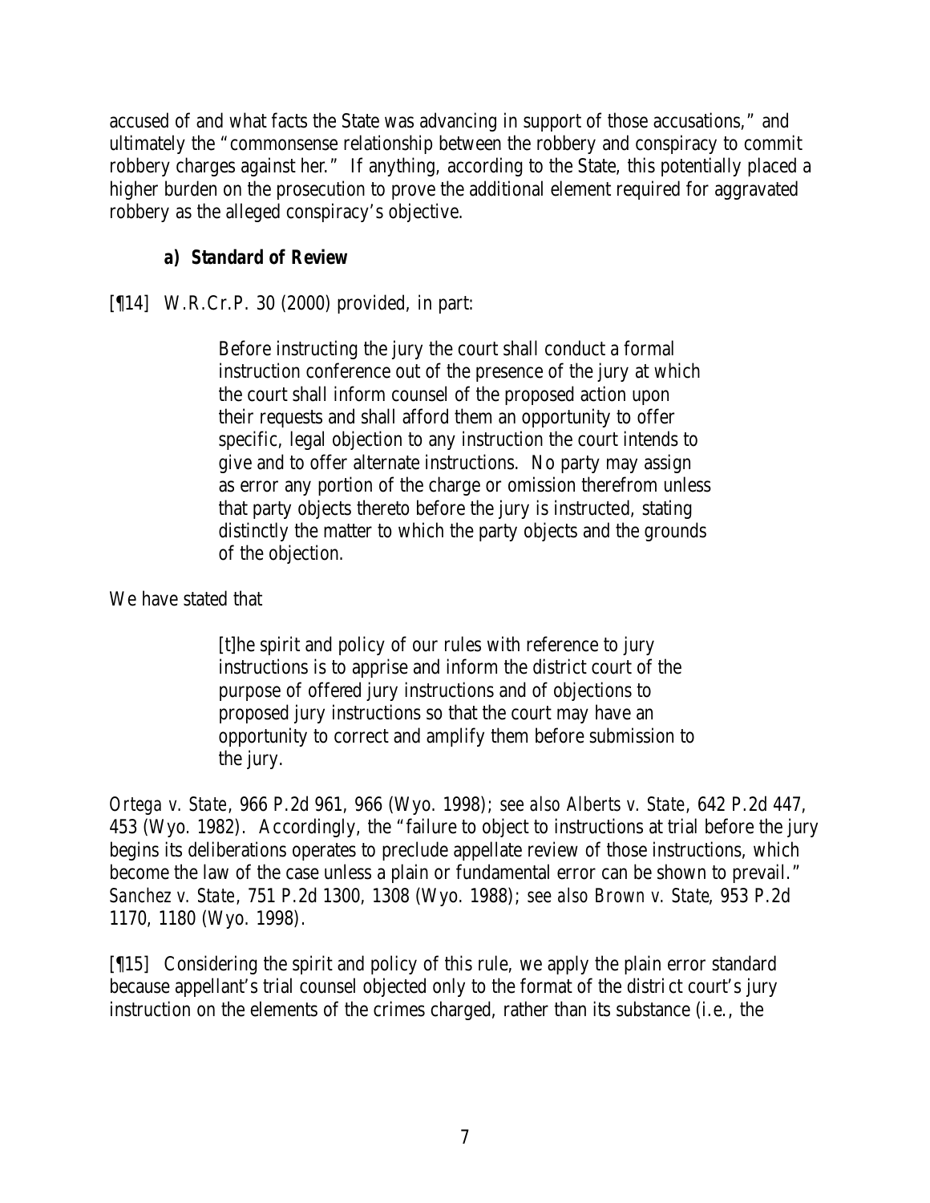accused of and what facts the State was advancing in support of those accusations," and ultimately the "commonsense relationship between the robbery and conspiracy to commit robbery charges against her." If anything, according to the State, this potentially placed a higher burden on the prosecution to prove the additional element required for aggravated robbery as the alleged conspiracy's objective.

### *a) Standard of Review*

[¶14] W.R.Cr.P. 30 (2000) provided, in part:

> Before instructing the jury the court shall conduct a formal instruction conference out of the presence of the jury at which the court shall inform counsel of the proposed action upon their requests and shall afford them an opportunity to offer specific, legal objection to any instruction the court intends to give and to offer alternate instructions. No party may assign as error any portion of the charge or omission therefrom unless that party objects thereto before the jury is instructed, stating distinctly the matter to which the party objects and the grounds of the objection.

We have stated that

> [t]he spirit and policy of our rules with reference to jury instructions is to apprise and inform the district court of the purpose of offered jury instructions and of objections to proposed jury instructions so that the court may have an opportunity to correct and amplify them before submission to the jury.

*Ortega v. State*, 966 P.2d 961, 966 (Wyo. 1998); *see also Alberts v. State*, 642 P.2d 447, 453 (Wyo. 1982). Accordingly, the "failure to object to instructions at trial before the jury begins its deliberations operates to preclude appellate review of those instructions, which become the law of the case unless a plain or fundamental error can be shown to prevail." *Sanchez v. State*, 751 P.2d 1300, 1308 (Wyo. 1988); *see also Brown v. State*, 953 P.2d 1170, 1180 (Wyo. 1998).

[¶15] Considering the spirit and policy of this rule, we apply the plain error standard because appellant's trial counsel objected only to the format of the district court's jury instruction on the elements of the crimes charged, rather than its substance (i.e., the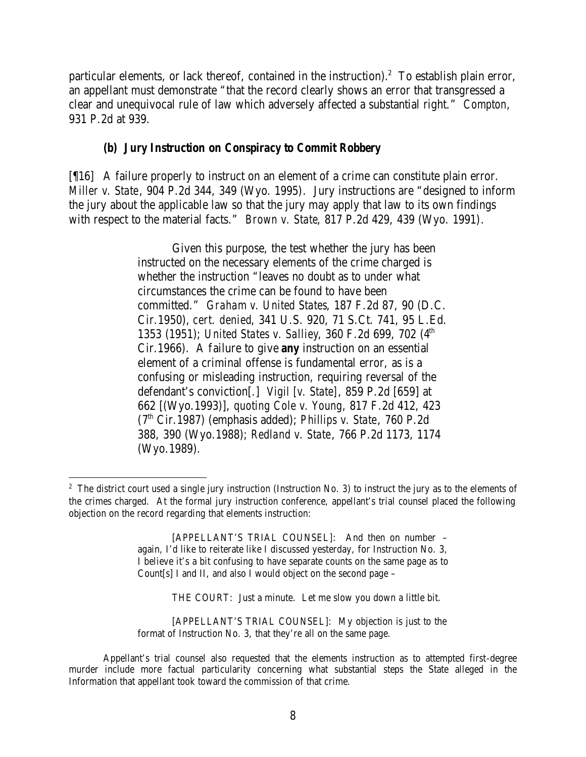particular elements, or lack thereof, contained in the instruction).[2] To establish plain error, an appellant must demonstrate "that the record clearly shows an error that transgressed a clear and unequivocal rule of law which adversely affected a substantial right." *Compton*, 931 P.2d at 939.

### (b) Jury Instruction on Conspiracy to Commit Robbery

[¶16] A failure properly to instruct on an element of a crime can constitute plain error. *Miller v. State*, 904 P.2d 344, 349 (Wyo. 1995). Jury instructions are "designed to inform the jury about the applicable law so that the jury may apply that law to its own findings with respect to the material facts." *Brown v. State*, 817 P.2d 429, 439 (Wyo. 1991).

> Given this purpose, the test whether the jury has been instructed on the necessary elements of the crime charged is whether the instruction "leaves no doubt as to under what circumstances the crime can be found to have been committed." *Graham v. United States*, 187 F.2d 87, 90 (D.C. Cir.1950), *cert. denied*, 341 U.S. 920, 71 S.Ct. 741, 95 L.Ed. 1353 (1951); *United States v. Salliey*, 360 F.2d 699, 702 (4th Cir.1966). A failure to give **any** instruction on an essential element of a criminal offense is fundamental error, as is a confusing or misleading instruction, requiring reversal of the defendant's conviction[.] *Vigil* [*v. State*], 859 P.2d [659] at 662 [(Wyo.1993)], *quoting Cole v. Young*, 817 F.2d 412, 423 (7th Cir.1987) (emphasis added); *Phillips v. State*, 760 P.2d 388, 390 (Wyo.1988); *Redland v. State*, 766 P.2d 1173, 1174 (Wyo.1989).

---

[2] The district court used a single jury instruction (Instruction No. 3) to instruct the jury as to the elements of the crimes charged. At the formal jury instruction conference, appellant's trial counsel placed the following objection on the record regarding that elements instruction:

> [APPELLANT'S TRIAL COUNSEL]: And then on number – again, I'd like to reiterate like I discussed yesterday, for Instruction No. 3, I believe it's a bit confusing to have separate counts on the same page as to Count[s] I and II, and also I would object on the second page –
>
> THE COURT: Just a minute. Let me slow you down a little bit.
>
> [APPELLANT'S TRIAL COUNSEL]: My objection is just to the format of Instruction No. 3, that they're all on the same page.

Appellant's trial counsel also requested that the elements instruction as to attempted first-degree murder include more factual particularity concerning what substantial steps the State alleged in the Information that appellant took toward the commission of that crime.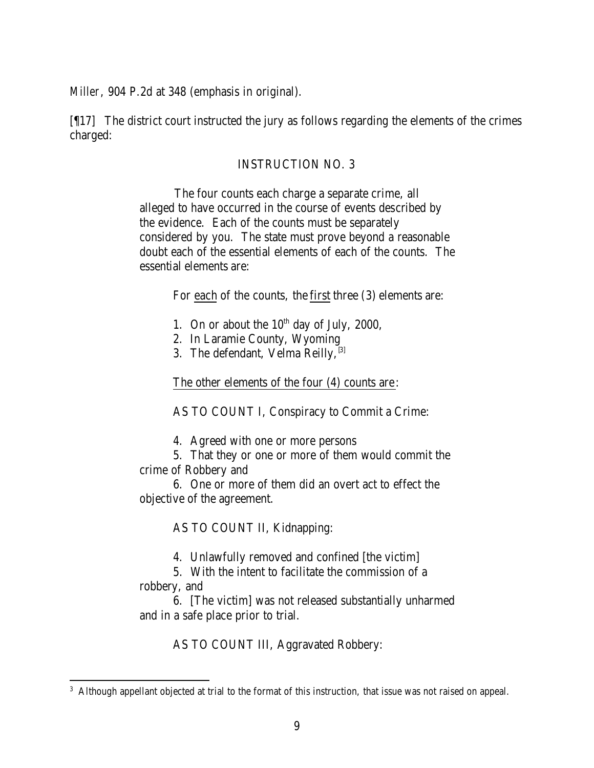*Miller*, 904 P.2d at 348 (emphasis in original).

[¶17] The district court instructed the jury as follows regarding the elements of the crimes charged:

> INSTRUCTION NO. 3
>
> The four counts each charge a separate crime, all alleged to have occurred in the course of events described by the evidence. Each of the counts must be separately considered by you. The state must prove beyond a reasonable doubt each of the essential elements of each of the counts. The essential elements are:
>
> For <u>each</u> of the counts, the <u>first</u> three (3) elements are:
>
> 1. On or about the 10th day of July, 2000,
> 2. In Laramie County, Wyoming
> 3. The defendant, Velma Reilly,[3]
>
> <u>The other elements of the four (4) counts are</u>:
>
> AS TO COUNT I, Conspiracy to Commit a Crime:
>
> 4. Agreed with one or more persons
> 5. That they or one or more of them would commit the crime of Robbery and
> 6. One or more of them did an overt act to effect the objective of the agreement.
>
> AS TO COUNT II, Kidnapping:
>
> 4. Unlawfully removed and confined [the victim]
> 5. With the intent to facilitate the commission of a robbery, and
> 6. [The victim] was not released substantially unharmed and in a safe place prior to trial.
>
> AS TO COUNT III, Aggravated Robbery:

---

[3] Although appellant objected at trial to the format of this instruction, that issue was not raised on appeal.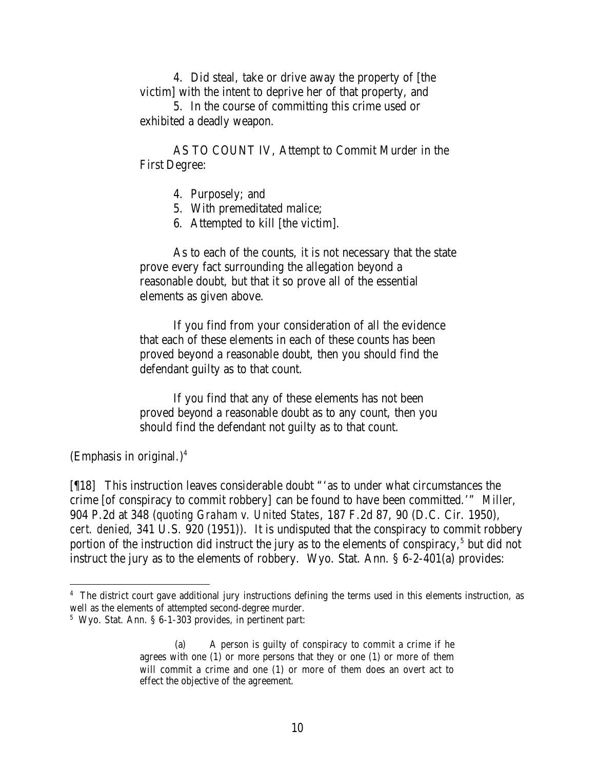4. Did steal, take or drive away the property of [the victim] with the intent to deprive her of that property, and

5. In the course of committing this crime used or exhibited a deadly weapon.

AS TO COUNT IV, Attempt to Commit Murder in the First Degree:

4. Purposely; and
5. With premeditated malice;
6. Attempted to kill [the victim].

As to each of the counts, it is not necessary that the state prove every fact surrounding the allegation beyond a reasonable doubt, but that it so prove all of the essential elements as given above.

If you find from your consideration of all the evidence that each of these elements in each of these counts has been proved beyond a reasonable doubt, then you should find the defendant guilty as to that count.

If you find that any of these elements has not been proved beyond a reasonable doubt as to any count, then you should find the defendant not guilty as to that count.

(Emphasis in original.)[4]

[¶18] This instruction leaves considerable doubt "'as to under what circumstances the crime [of conspiracy to commit robbery] can be found to have been committed.'" *Miller*, 904 P.2d at 348 (*quoting Graham v. United States*, 187 F.2d 87, 90 (D.C. Cir. 1950), *cert. denied*, 341 U.S. 920 (1951)). It is undisputed that the conspiracy to commit robbery portion of the instruction did instruct the jury as to the elements of conspiracy,[5] but did not instruct the jury as to the elements of robbery. Wyo. Stat. Ann. § 6-2-401(a) provides:

---

[4] The district court gave additional jury instructions defining the terms used in this elements instruction, as well as the elements of attempted second-degree murder.

[5] Wyo. Stat. Ann. § 6-1-303 provides, in pertinent part:

> (a) A person is guilty of conspiracy to commit a crime if he agrees with one (1) or more persons that they or one (1) or more of them will commit a crime and one (1) or more of them does an overt act to effect the objective of the agreement.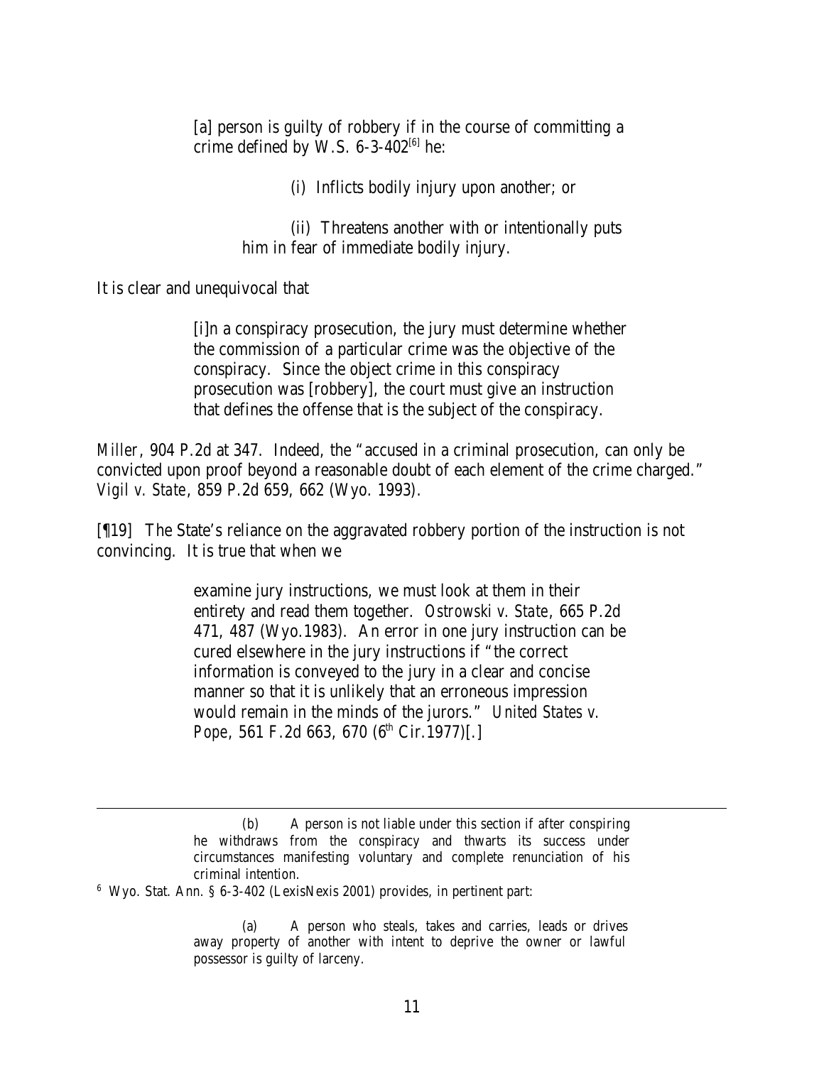> [a] person is guilty of robbery if in the course of committing a crime defined by W.S. 6-3-402[6] he:
>
> (i) Inflicts bodily injury upon another; or
>
> (ii) Threatens another with or intentionally puts him in fear of immediate bodily injury.

It is clear and unequivocal that

> [i]n a conspiracy prosecution, the jury must determine whether the commission of a particular crime was the objective of the conspiracy. Since the object crime in this conspiracy prosecution was [robbery], the court must give an instruction that defines the offense that is the subject of the conspiracy.

*Miller*, 904 P.2d at 347. Indeed, the "accused in a criminal prosecution, can only be convicted upon proof beyond a reasonable doubt of each element of the crime charged." *Vigil v. State*, 859 P.2d 659, 662 (Wyo. 1993).

[¶19] The State's reliance on the aggravated robbery portion of the instruction is not convincing. It is true that when we

> examine jury instructions, we must look at them in their entirety and read them together. *Ostrowski v. State*, 665 P.2d 471, 487 (Wyo.1983). An error in one jury instruction can be cured elsewhere in the jury instructions if "the correct information is conveyed to the jury in a clear and concise manner so that it is unlikely that an erroneous impression would remain in the minds of the jurors." *United States v. Pope*, 561 F.2d 663, 670 (6th Cir.1977)[.]

---

> (b) A person is not liable under this section if after conspiring he withdraws from the conspiracy and thwarts its success under circumstances manifesting voluntary and complete renunciation of his criminal intention.

[6] Wyo. Stat. Ann. § 6-3-402 (LexisNexis 2001) provides, in pertinent part:

> (a) A person who steals, takes and carries, leads or drives away property of another with intent to deprive the owner or lawful possessor is guilty of larceny.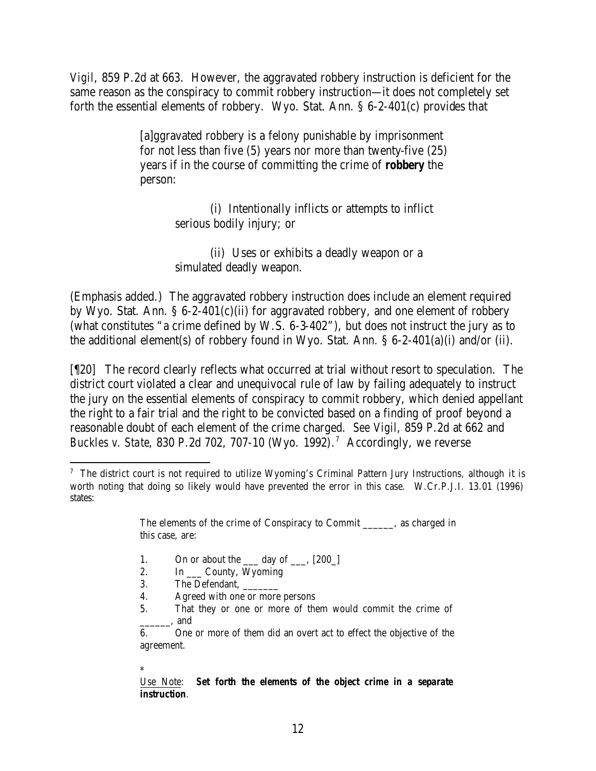*Vigil*, 859 P.2d at 663. However, the aggravated robbery instruction is deficient for the same reason as the conspiracy to commit robbery instruction—it does not completely set forth the essential elements of robbery. Wyo. Stat. Ann. § 6-2-401(c) provides that

> [a]ggravated robbery is a felony punishable by imprisonment for not less than five (5) years nor more than twenty-five (25) years if in the course of committing the crime of **robbery** the person:
>
> (i) Intentionally inflicts or attempts to inflict serious bodily injury; or
>
> (ii) Uses or exhibits a deadly weapon or a simulated deadly weapon.

(Emphasis added.) The aggravated robbery instruction does include an element required by Wyo. Stat. Ann. § 6-2-401(c)(ii) for aggravated robbery, and one element of robbery (what constitutes "a crime defined by W.S. 6-3-402"), but does not instruct the jury as to the additional element(s) of robbery found in Wyo. Stat. Ann. § 6-2-401(a)(i) and/or (ii).

[¶20] The record clearly reflects what occurred at trial without resort to speculation. The district court violated a clear and unequivocal rule of law by failing adequately to instruct the jury on the essential elements of conspiracy to commit robbery, which denied appellant the right to a fair trial and the right to be convicted based on a finding of proof beyond a reasonable doubt of each element of the crime charged. *See Vigil*, 859 P.2d at 662 and *Buckles v. State*, 830 P.2d 702, 707-10 (Wyo. 1992).[7] Accordingly, we reverse

---

[7] The district court is not required to utilize Wyoming's Criminal Pattern Jury Instructions, although it is worth noting that doing so likely would have prevented the error in this case. W.Cr.P.J.I. 13.01 (1996) states:

> The elements of the crime of Conspiracy to Commit ______, as charged in this case, are:
>
> 1. On or about the ___ day of ___, [200_]
> 2. In ___ County, Wyoming
> 3. The Defendant, _______
> 4. Agreed with one or more persons
> 5. That they or one or more of them would commit the crime of ______, and
> 6. One or more of them did an overt act to effect the objective of the agreement.
>
> *
>
> Use Note: **Set forth the elements of the object crime in a separate instruction**.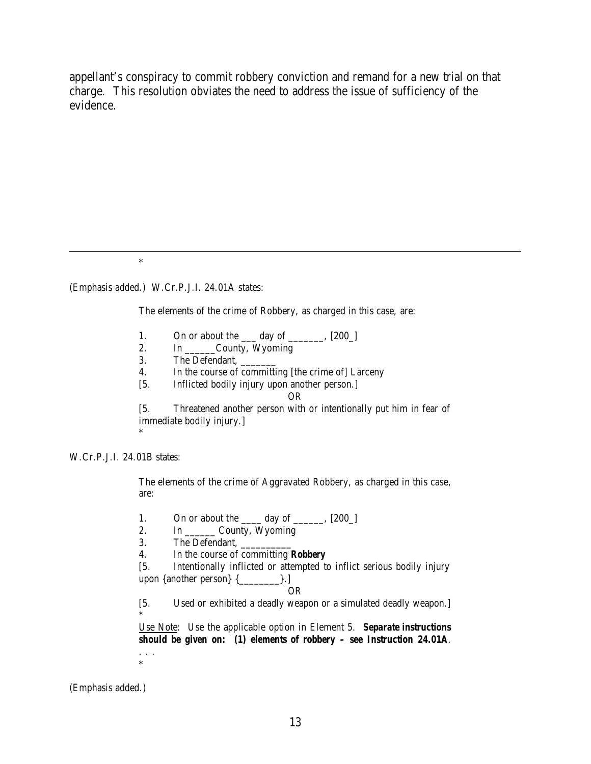appellant's conspiracy to commit robbery conviction and remand for a new trial on that charge. This resolution obviates the need to address the issue of sufficiency of the evidence.

---

*

(Emphasis added.) W.Cr.P.J.I. 24.01A states:

> The elements of the crime of Robbery, as charged in this case, are:
>
> 1. On or about the ___ day of _______, [200_]
> 2. In ______County, Wyoming
> 3. The Defendant, _______
> 4. In the course of committing [the crime of] Larceny
>
> [5. Inflicted bodily injury upon another person.]
>
> OR
>
> [5. Threatened another person with or intentionally put him in fear of immediate bodily injury.]
>
> *

W.Cr.P.J.I. 24.01B states:

> The elements of the crime of Aggravated Robbery, as charged in this case, are:
>
> 1. On or about the ____ day of ______, [200_]
> 2. In ______ County, Wyoming
> 3. The Defendant, __________
> 4. In the course of committing **Robbery**
>
> [5. Intentionally inflicted or attempted to inflict serious bodily injury upon {another person} {________}.]
>
> OR
>
> [5. Used or exhibited a deadly weapon or a simulated deadly weapon.]
>
> *
>
> Use Note: Use the applicable option in Element 5. **Separate instructions should be given on: (1) elements of robbery – see Instruction 24.01A**. . . .
>
> *

(Emphasis added.)